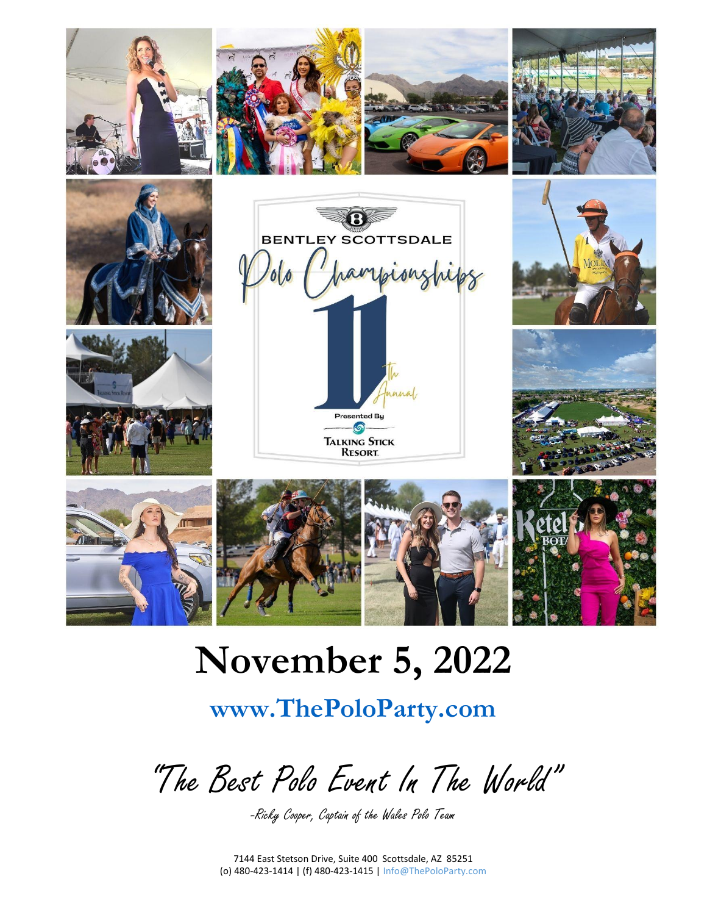BENTLEY SCOTTSDALE

# Polo Championships

11th Annual

Presented By

Talking Stick Resort

# November 5, 2022

## www.ThePoloParty.com

*"The Best Polo Event In The World"*

*-Ricky Cooper, Captain of the Wales Polo Team*

7144 East Stetson Drive, Suite 400 Scottsdale, AZ 85251
(o) 480-423-1414 | (f) 480-423-1415 | Info@ThePoloParty.com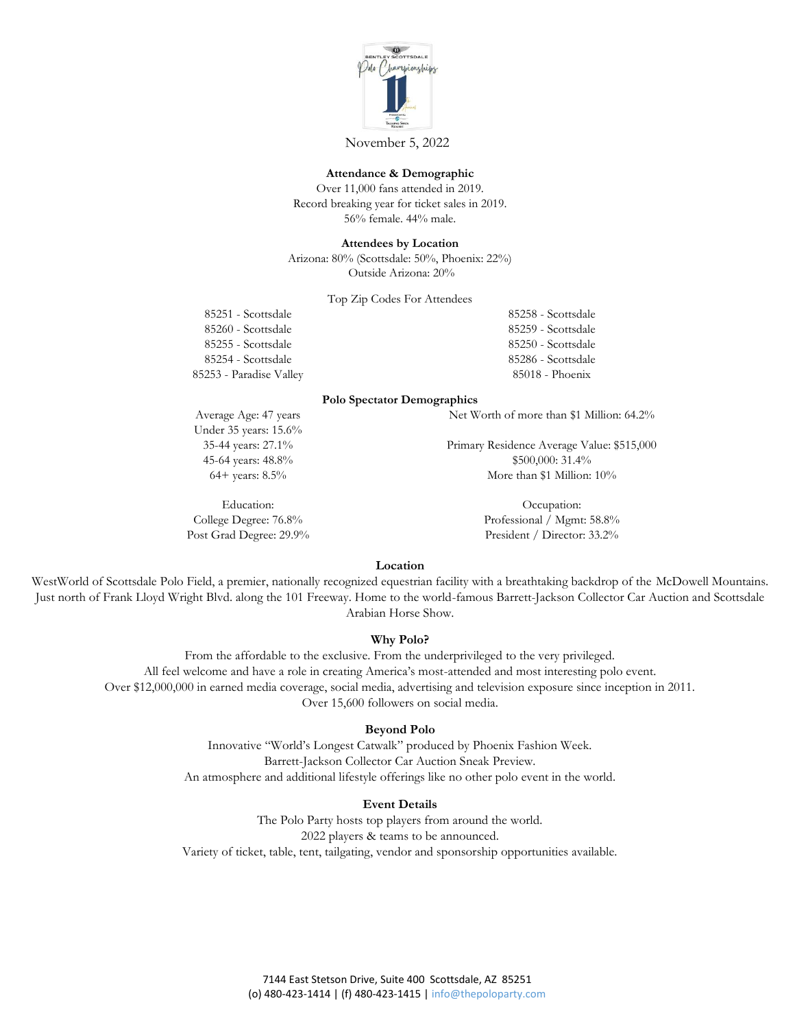November 5, 2022

**Attendance & Demographic**

Over 11,000 fans attended in 2019.
Record breaking year for ticket sales in 2019.
56% female. 44% male.

**Attendees by Location**

Arizona: 80% (Scottsdale: 50%, Phoenix: 22%)
Outside Arizona: 20%

Top Zip Codes For Attendees

| | |
|---|---|
| 85251 - Scottsdale | 85258 - Scottsdale |
| 85260 - Scottsdale | 85259 - Scottsdale |
| 85255 - Scottsdale | 85250 - Scottsdale |
| 85254 - Scottsdale | 85286 - Scottsdale |
| 85253 - Paradise Valley | 85018 - Phoenix |

**Polo Spectator Demographics**

Average Age: 47 years
Under 35 years: 15.6%
35-44 years: 27.1%
45-64 years: 48.8%
64+ years: 8.5%

Education:
College Degree: 76.8%
Post Grad Degree: 29.9%

Net Worth of more than $1 Million: 64.2%

Primary Residence Average Value: $515,000
$500,000: 31.4%
More than $1 Million: 10%

Occupation:
Professional / Mgmt: 58.8%
President / Director: 33.2%

**Location**

WestWorld of Scottsdale Polo Field, a premier, nationally recognized equestrian facility with a breathtaking backdrop of the McDowell Mountains. Just north of Frank Lloyd Wright Blvd. along the 101 Freeway. Home to the world-famous Barrett-Jackson Collector Car Auction and Scottsdale Arabian Horse Show.

**Why Polo?**

From the affordable to the exclusive. From the underprivileged to the very privileged.
All feel welcome and have a role in creating America's most-attended and most interesting polo event.
Over $12,000,000 in earned media coverage, social media, advertising and television exposure since inception in 2011.
Over 15,600 followers on social media.

**Beyond Polo**

Innovative "World's Longest Catwalk" produced by Phoenix Fashion Week.
Barrett-Jackson Collector Car Auction Sneak Preview.
An atmosphere and additional lifestyle offerings like no other polo event in the world.

**Event Details**

The Polo Party hosts top players from around the world.
2022 players & teams to be announced.
Variety of ticket, table, tent, tailgating, vendor and sponsorship opportunities available.

7144 East Stetson Drive, Suite 400 Scottsdale, AZ 85251
(o) 480-423-1414 | (f) 480-423-1415 | info@thepoloparty.com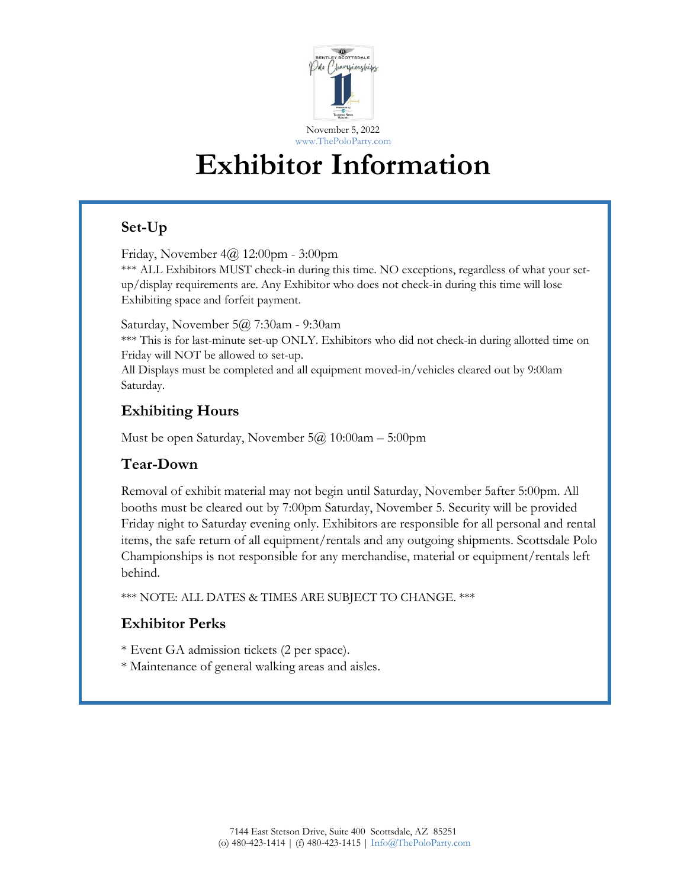November 5, 2022
www.ThePoloParty.com

# Exhibitor Information

## Set-Up

Friday, November 4@ 12:00pm - 3:00pm
*** ALL Exhibitors MUST check-in during this time. NO exceptions, regardless of what your set-up/display requirements are. Any Exhibitor who does not check-in during this time will lose Exhibiting space and forfeit payment.

Saturday, November 5@ 7:30am - 9:30am
*** This is for last-minute set-up ONLY. Exhibitors who did not check-in during allotted time on Friday will NOT be allowed to set-up.
All Displays must be completed and all equipment moved-in/vehicles cleared out by 9:00am Saturday.

## Exhibiting Hours

Must be open Saturday, November 5@ 10:00am – 5:00pm

## Tear-Down

Removal of exhibit material may not begin until Saturday, November 5after 5:00pm. All booths must be cleared out by 7:00pm Saturday, November 5. Security will be provided Friday night to Saturday evening only. Exhibitors are responsible for all personal and rental items, the safe return of all equipment/rentals and any outgoing shipments. Scottsdale Polo Championships is not responsible for any merchandise, material or equipment/rentals left behind.

*** NOTE: ALL DATES & TIMES ARE SUBJECT TO CHANGE. ***

## Exhibitor Perks

* Event GA admission tickets (2 per space).
* Maintenance of general walking areas and aisles.

7144 East Stetson Drive, Suite 400 Scottsdale, AZ 85251
(o) 480-423-1414 | (f) 480-423-1415 | Info@ThePoloParty.com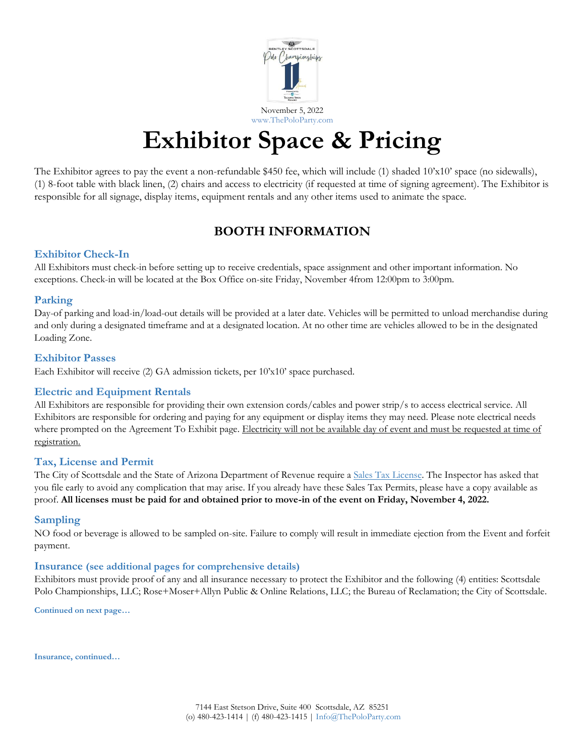November 5, 2022
www.ThePoloParty.com

# Exhibitor Space & Pricing

The Exhibitor agrees to pay the event a non-refundable $450 fee, which will include (1) shaded 10'x10' space (no sidewalls), (1) 8-foot table with black linen, (2) chairs and access to electricity (if requested at time of signing agreement). The Exhibitor is responsible for all signage, display items, equipment rentals and any other items used to animate the space.

## BOOTH INFORMATION

### Exhibitor Check-In

All Exhibitors must check-in before setting up to receive credentials, space assignment and other important information. No exceptions. Check-in will be located at the Box Office on-site Friday, November 4from 12:00pm to 3:00pm.

### Parking

Day-of parking and load-in/load-out details will be provided at a later date. Vehicles will be permitted to unload merchandise during and only during a designated timeframe and at a designated location. At no other time are vehicles allowed to be in the designated Loading Zone.

### Exhibitor Passes

Each Exhibitor will receive (2) GA admission tickets, per 10'x10' space purchased.

### Electric and Equipment Rentals

All Exhibitors are responsible for providing their own extension cords/cables and power strip/s to access electrical service. All Exhibitors are responsible for ordering and paying for any equipment or display items they may need. Please note electrical needs where prompted on the Agreement To Exhibit page. Electricity will not be available day of event and must be requested at time of registration.

### Tax, License and Permit

The City of Scottsdale and the State of Arizona Department of Revenue require a Sales Tax License. The Inspector has asked that you file early to avoid any complication that may arise. If you already have these Sales Tax Permits, please have a copy available as proof. **All licenses must be paid for and obtained prior to move-in of the event on Friday, November 4, 2022.**

### Sampling

NO food or beverage is allowed to be sampled on-site. Failure to comply will result in immediate ejection from the Event and forfeit payment.

### Insurance (see additional pages for comprehensive details)

Exhibitors must provide proof of any and all insurance necessary to protect the Exhibitor and the following (4) entities: Scottsdale Polo Championships, LLC; Rose+Moser+Allyn Public & Online Relations, LLC; the Bureau of Reclamation; the City of Scottsdale.

**Continued on next page…**

**Insurance, continued…**

7144 East Stetson Drive, Suite 400 Scottsdale, AZ 85251
(o) 480-423-1414 | (f) 480-423-1415 | Info@ThePoloParty.com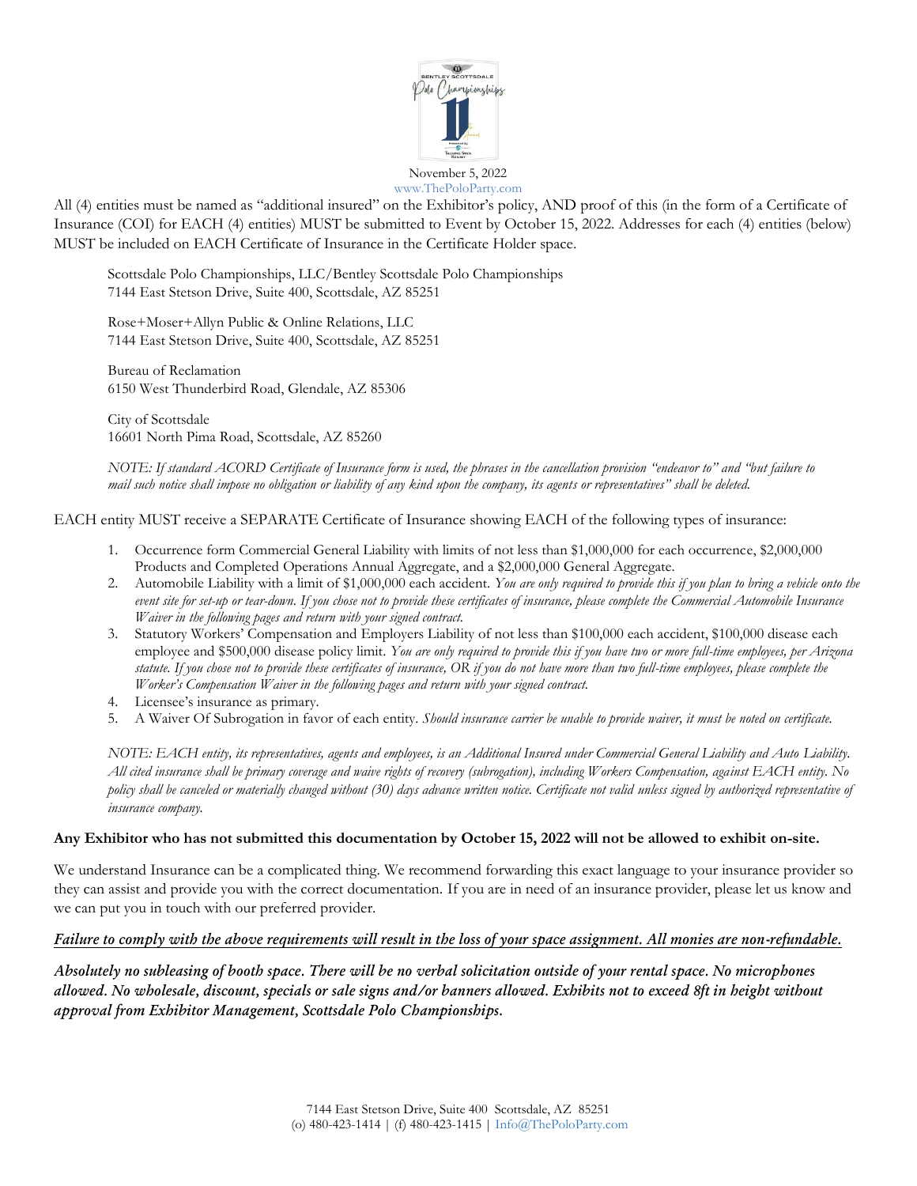November 5, 2022
www.ThePoloParty.com

All (4) entities must be named as "additional insured" on the Exhibitor's policy, AND proof of this (in the form of a Certificate of Insurance (COI) for EACH (4) entities) MUST be submitted to Event by October 15, 2022. Addresses for each (4) entities (below) MUST be included on EACH Certificate of Insurance in the Certificate Holder space.

Scottsdale Polo Championships, LLC/Bentley Scottsdale Polo Championships
7144 East Stetson Drive, Suite 400, Scottsdale, AZ 85251

Rose+Moser+Allyn Public & Online Relations, LLC
7144 East Stetson Drive, Suite 400, Scottsdale, AZ 85251

Bureau of Reclamation
6150 West Thunderbird Road, Glendale, AZ 85306

City of Scottsdale
16601 North Pima Road, Scottsdale, AZ 85260

*NOTE: If standard ACORD Certificate of Insurance form is used, the phrases in the cancellation provision "endeavor to" and "but failure to mail such notice shall impose no obligation or liability of any kind upon the company, its agents or representatives" shall be deleted.*

EACH entity MUST receive a SEPARATE Certificate of Insurance showing EACH of the following types of insurance:

1. Occurrence form Commercial General Liability with limits of not less than $1,000,000 for each occurrence, $2,000,000 Products and Completed Operations Annual Aggregate, and a $2,000,000 General Aggregate.
2. Automobile Liability with a limit of $1,000,000 each accident. *You are only required to provide this if you plan to bring a vehicle onto the event site for set-up or tear-down. If you chose not to provide these certificates of insurance, please complete the Commercial Automobile Insurance Waiver in the following pages and return with your signed contract.*
3. Statutory Workers' Compensation and Employers Liability of not less than $100,000 each accident, $100,000 disease each employee and $500,000 disease policy limit. *You are only required to provide this if you have two or more full-time employees, per Arizona statute. If you chose not to provide these certificates of insurance, OR if you do not have more than two full-time employees, please complete the Worker's Compensation Waiver in the following pages and return with your signed contract.*
4. Licensee's insurance as primary.
5. A Waiver Of Subrogation in favor of each entity. *Should insurance carrier be unable to provide waiver, it must be noted on certificate.*

*NOTE: EACH entity, its representatives, agents and employees, is an Additional Insured under Commercial General Liability and Auto Liability. All cited insurance shall be primary coverage and waive rights of recovery (subrogation), including Workers Compensation, against EACH entity. No policy shall be canceled or materially changed without (30) days advance written notice. Certificate not valid unless signed by authorized representative of insurance company.*

**Any Exhibitor who has not submitted this documentation by October 15, 2022 will not be allowed to exhibit on-site.**

We understand Insurance can be a complicated thing. We recommend forwarding this exact language to your insurance provider so they can assist and provide you with the correct documentation. If you are in need of an insurance provider, please let us know and we can put you in touch with our preferred provider.

***Failure to comply with the above requirements will result in the loss of your space assignment. All monies are non-refundable.***

***Absolutely no subleasing of booth space. There will be no verbal solicitation outside of your rental space. No microphones allowed. No wholesale, discount, specials or sale signs and/or banners allowed. Exhibits not to exceed 8ft in height without approval from Exhibitor Management, Scottsdale Polo Championships.***

7144 East Stetson Drive, Suite 400 Scottsdale, AZ 85251
(o) 480-423-1414 | (f) 480-423-1415 | Info@ThePoloParty.com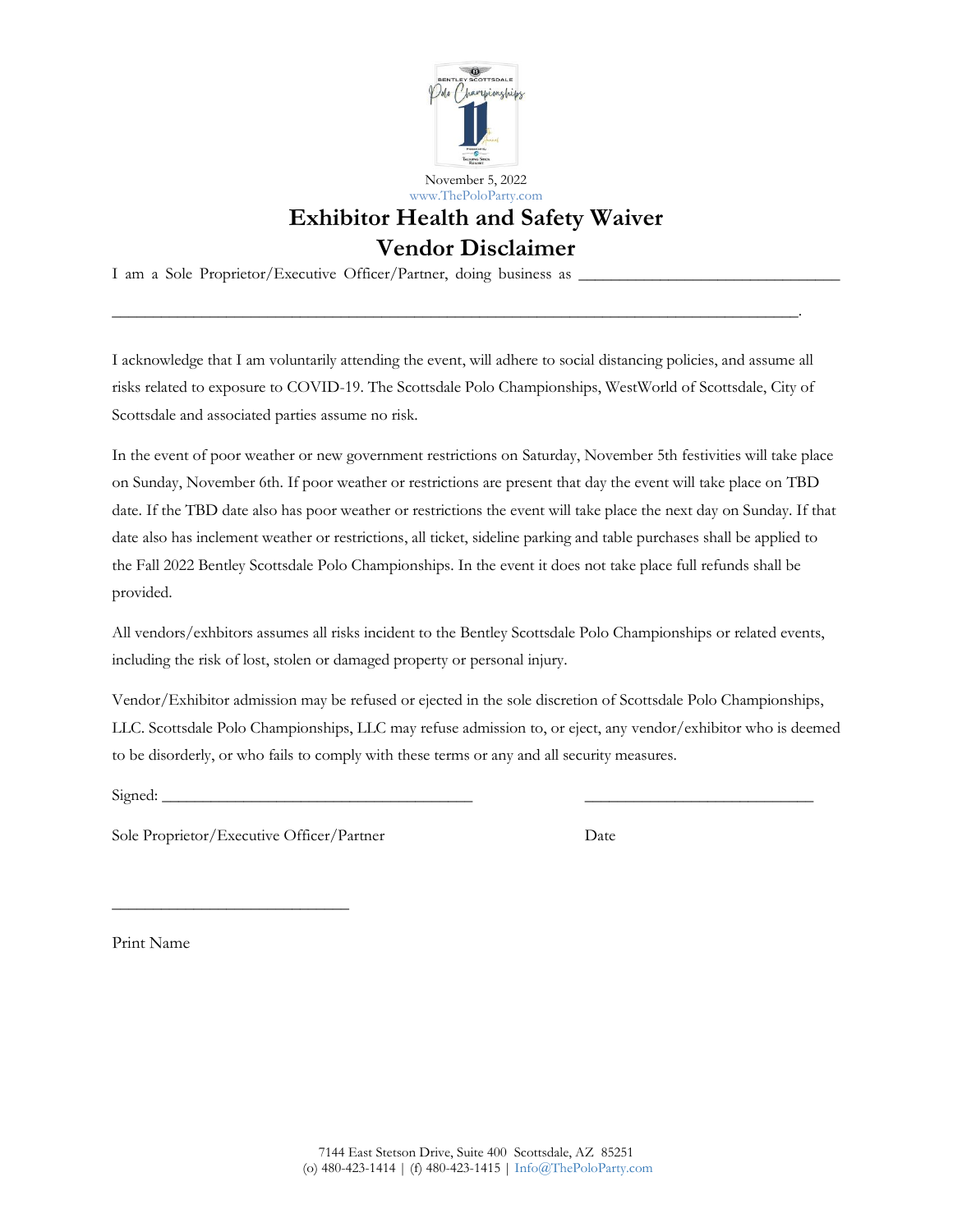November 5, 2022
www.ThePoloParty.com

# Exhibitor Health and Safety Waiver
# Vendor Disclaimer

I am a Sole Proprietor/Executive Officer/Partner, doing business as ________________________________

_________________________________________________________________________________________.

I acknowledge that I am voluntarily attending the event, will adhere to social distancing policies, and assume all risks related to exposure to COVID-19. The Scottsdale Polo Championships, WestWorld of Scottsdale, City of Scottsdale and associated parties assume no risk.

In the event of poor weather or new government restrictions on Saturday, November 5th festivities will take place on Sunday, November 6th. If poor weather or restrictions are present that day the event will take place on TBD date. If the TBD date also has poor weather or restrictions the event will take place the next day on Sunday. If that date also has inclement weather or restrictions, all ticket, sideline parking and table purchases shall be applied to the Fall 2022 Bentley Scottsdale Polo Championships. In the event it does not take place full refunds shall be provided.

All vendors/exhbitors assumes all risks incident to the Bentley Scottsdale Polo Championships or related events, including the risk of lost, stolen or damaged property or personal injury.

Vendor/Exhibitor admission may be refused or ejected in the sole discretion of Scottsdale Polo Championships, LLC. Scottsdale Polo Championships, LLC may refuse admission to, or eject, any vendor/exhibitor who is deemed to be disorderly, or who fails to comply with these terms or any and all security measures.

Signed: _______________________________________ _____________________________

Sole Proprietor/Executive Officer/Partner Date

_____________________________

Print Name

7144 East Stetson Drive, Suite 400 Scottsdale, AZ 85251
(o) 480-423-1414 | (f) 480-423-1415 | Info@ThePoloParty.com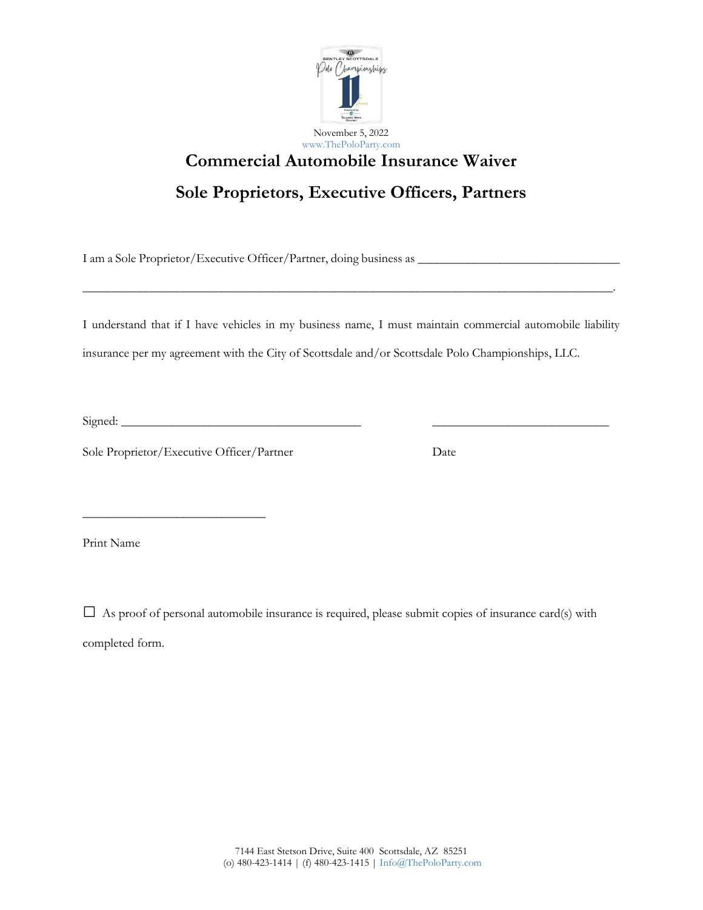November 5, 2022

www.ThePoloParty.com

# Commercial Automobile Insurance Waiver

## Sole Proprietors, Executive Officers, Partners

I am a Sole Proprietor/Executive Officer/Partner, doing business as ________________________________

________________________________________________________________________________.

I understand that if I have vehicles in my business name, I must maintain commercial automobile liability insurance per my agreement with the City of Scottsdale and/or Scottsdale Polo Championships, LLC.

Signed: ______________________________________ ____________________________

Sole Proprietor/Executive Officer/Partner Date

____________________________

Print Name

☐ As proof of personal automobile insurance is required, please submit copies of insurance card(s) with completed form.

7144 East Stetson Drive, Suite 400 Scottsdale, AZ 85251
(o) 480-423-1414 | (f) 480-423-1415 | Info@ThePoloParty.com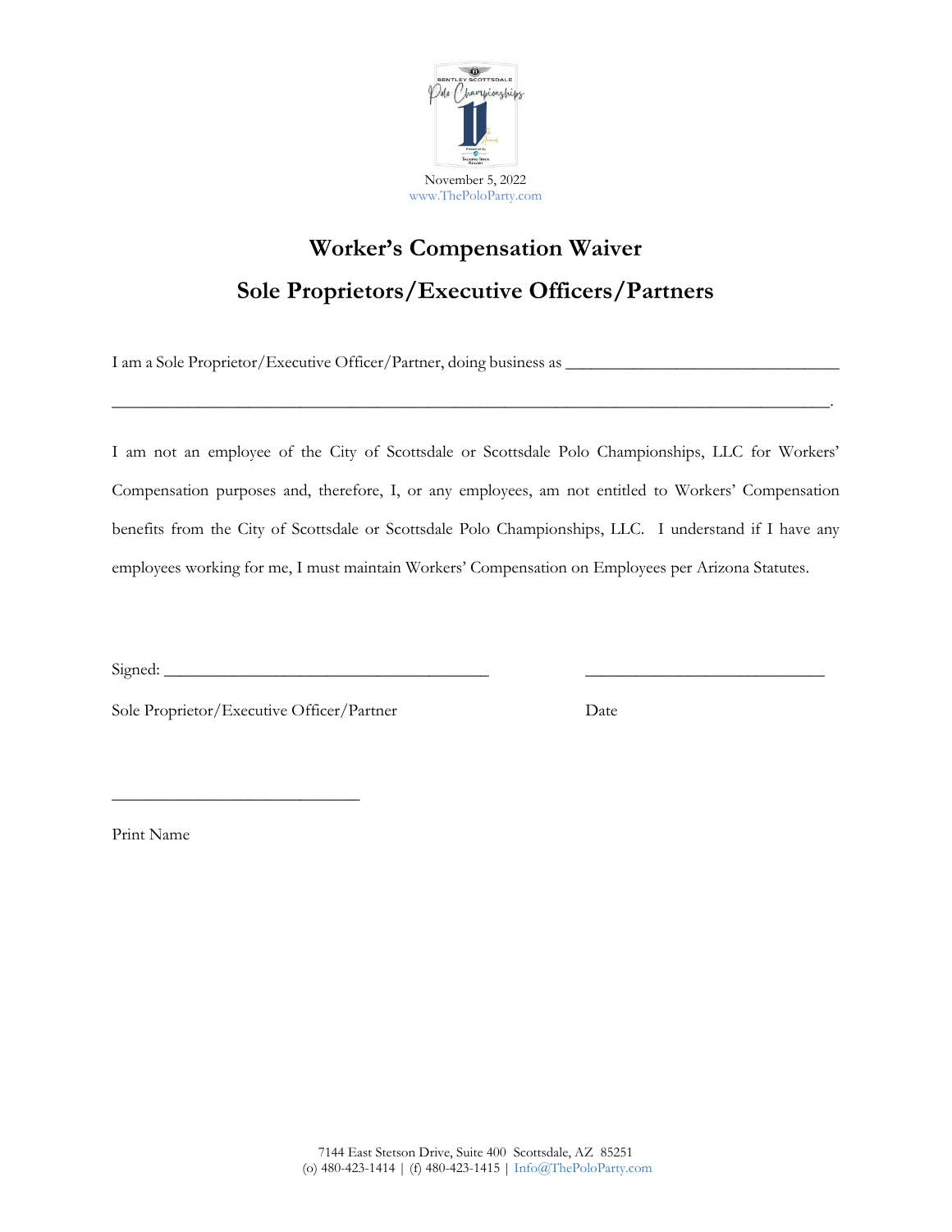November 5, 2022
www.ThePoloParty.com

# Worker's Compensation Waiver

## Sole Proprietors/Executive Officers/Partners

I am a Sole Proprietor/Executive Officer/Partner, doing business as ________________________________

____________________________________________________________________________________.

I am not an employee of the City of Scottsdale or Scottsdale Polo Championships, LLC for Workers' Compensation purposes and, therefore, I, or any employees, am not entitled to Workers' Compensation benefits from the City of Scottsdale or Scottsdale Polo Championships, LLC. I understand if I have any employees working for me, I must maintain Workers' Compensation on Employees per Arizona Statutes.

Signed: ______________________________________ ____________________________

Sole Proprietor/Executive Officer/Partner Date

_____________________________

Print Name

7144 East Stetson Drive, Suite 400 Scottsdale, AZ 85251
(o) 480-423-1414 | (f) 480-423-1415 | Info@ThePoloParty.com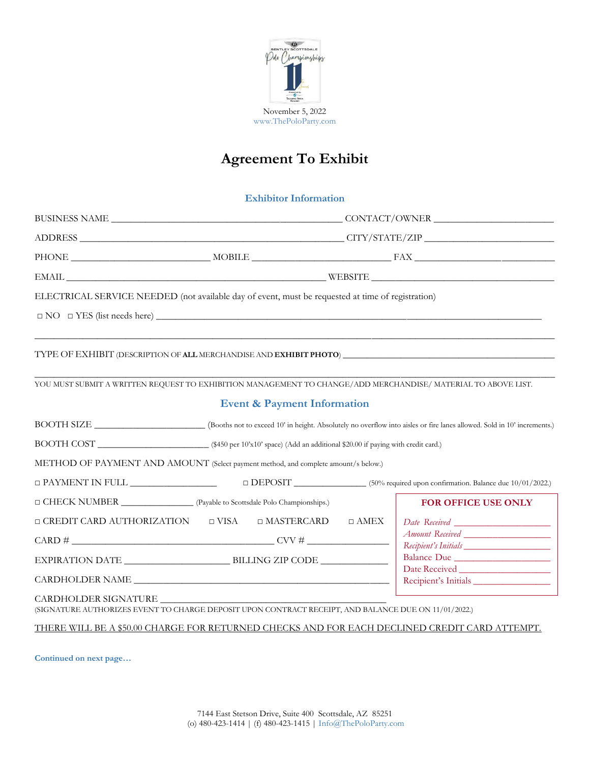November 5, 2022
www.ThePoloParty.com

# Agreement To Exhibit

## Exhibitor Information

BUSINESS NAME ____________________________________________ CONTACT/OWNER _______________________

ADDRESS ___________________________________________________ CITY/STATE/ZIP __________________________

PHONE __________________________ MOBILE __________________________ FAX ______________________

EMAIL _________________________________________________ WEBSITE __________________________________

ELECTRICAL SERVICE NEEDED (not available day of event, must be requested at time of registration)

□ NO □ YES (list needs here) _____________________________________________________________________

___________________________________________________________________________________________________

TYPE OF EXHIBIT (DESCRIPTION OF **ALL** MERCHANDISE AND **EXHIBIT PHOTO**) ________________________________________

___________________________________________________________________________________________________

YOU MUST SUBMIT A WRITTEN REQUEST TO EXHIBITION MANAGEMENT TO CHANGE/ADD MERCHANDISE/ MATERIAL TO ABOVE LIST.

## Event & Payment Information

BOOTH SIZE ______________________ (Booths not to exceed 10' in height. Absolutely no overflow into aisles or fire lanes allowed. Sold in 10' increments.)

BOOTH COST ______________________ ($450 per 10'x10' space) (Add an additional $20.00 if paying with credit card.)

METHOD OF PAYMENT AND AMOUNT (Select payment method, and complete amount/s below.)

□ PAYMENT IN FULL _________________ □ DEPOSIT _______________ (50% required upon confirmation. Balance due 10/01/2022.)

□ CHECK NUMBER _______________ (Payable to Scottsdale Polo Championships.)

□ CREDIT CARD AUTHORIZATION □ VISA □ MASTERCARD □ AMEX

CARD # ______________________________________ CVV # ________________

EXPIRATION DATE ____________________ BILLING ZIP CODE _____________

CARDHOLDER NAME ___________________________________________________

CARDHOLDER SIGNATURE ____________________________________________
(SIGNATURE AUTHORIZES EVENT TO CHARGE DEPOSIT UPON CONTRACT RECEIPT, AND BALANCE DUE ON 11/01/2022.)

**FOR OFFICE USE ONLY**

*Date Received* ____________________
*Amount Received* __________________
*Recipient's Initials* _________________
Balance Due ______________________
Date Received _____________________
Recipient's Initials _________________

THERE WILL BE A $50.00 CHARGE FOR RETURNED CHECKS AND FOR EACH DECLINED CREDIT CARD ATTEMPT.

**Continued on next page…**

7144 East Stetson Drive, Suite 400 Scottsdale, AZ 85251
(o) 480-423-1414 | (f) 480-423-1415 | Info@ThePoloParty.com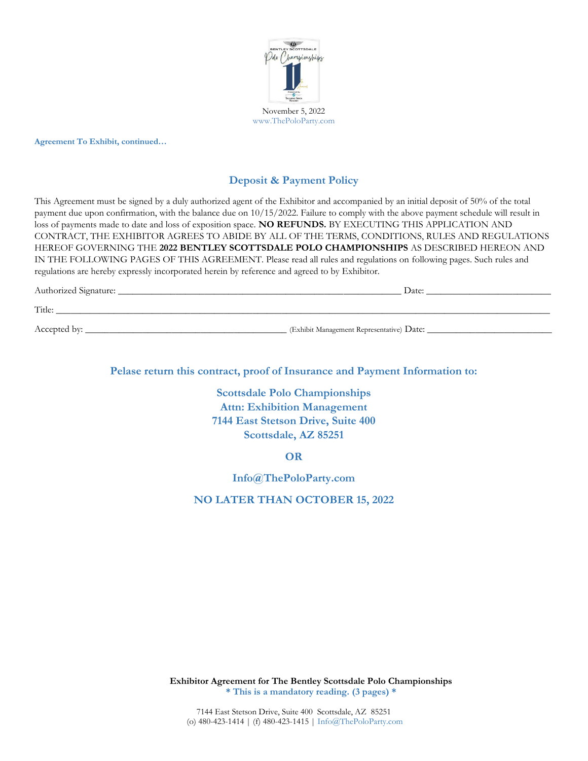November 5, 2022
www.ThePoloParty.com

**Agreement To Exhibit, continued…**

## Deposit & Payment Policy

This Agreement must be signed by a duly authorized agent of the Exhibitor and accompanied by an initial deposit of 50% of the total payment due upon confirmation, with the balance due on 10/15/2022. Failure to comply with the above payment schedule will result in loss of payments made to date and loss of exposition space. **NO REFUNDS.** BY EXECUTING THIS APPLICATION AND CONTRACT, THE EXHIBITOR AGREES TO ABIDE BY ALL OF THE TERMS, CONDITIONS, RULES AND REGULATIONS HEREOF GOVERNING THE **2022 BENTLEY SCOTTSDALE POLO CHAMPIONSHIPS** AS DESCRIBED HEREON AND IN THE FOLLOWING PAGES OF THIS AGREEMENT. Please read all rules and regulations on following pages. Such rules and regulations are hereby expressly incorporated herein by reference and agreed to by Exhibitor.

Authorized Signature: ____________________________________________________________ Date: __________________________

Title: ________________________________________________________________________________________________________

Accepted by: ___________________________________________ (Exhibit Management Representative) Date: ___________________________

### Pelase return this contract, proof of Insurance and Payment Information to:

**Scottsdale Polo Championships**
**Attn: Exhibition Management**
**7144 East Stetson Drive, Suite 400**
**Scottsdale, AZ 85251**

**OR**

**Info@ThePoloParty.com**

**NO LATER THAN OCTOBER 15, 2022**

**Exhibitor Agreement for The Bentley Scottsdale Polo Championships**
**\* This is a mandatory reading. (3 pages) \***

7144 East Stetson Drive, Suite 400 Scottsdale, AZ 85251
(o) 480-423-1414 | (f) 480-423-1415 | Info@ThePoloParty.com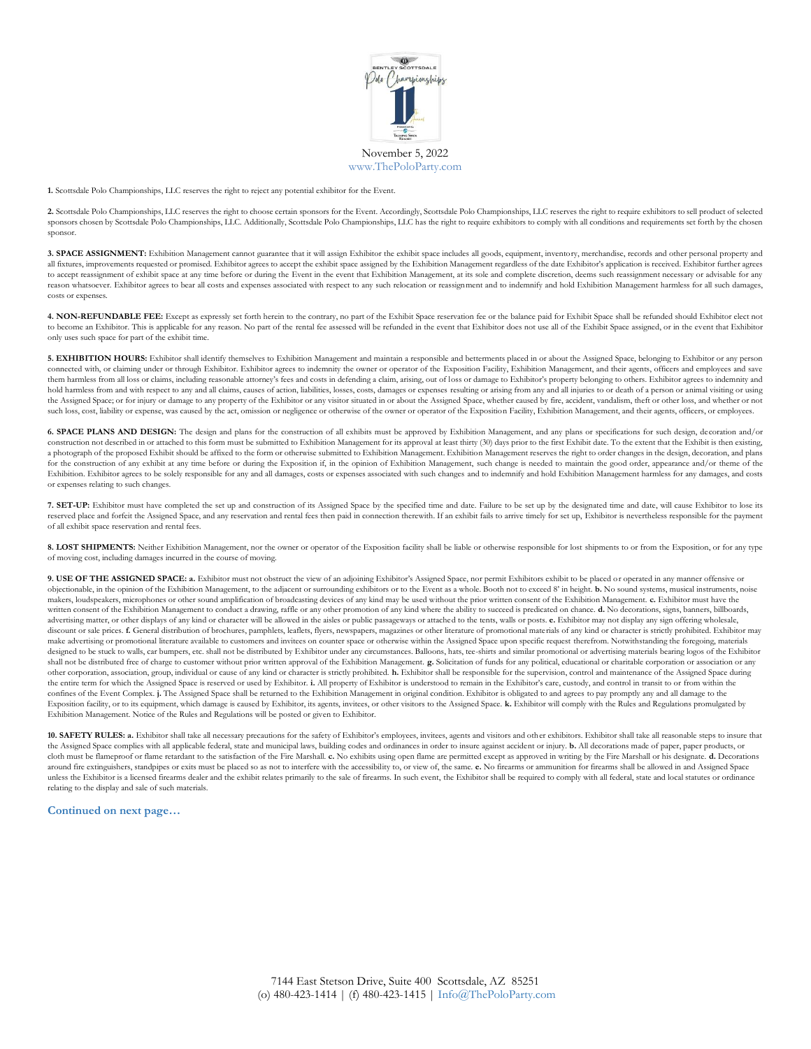November 5, 2022
www.ThePoloParty.com

**1.** Scottsdale Polo Championships, LLC reserves the right to reject any potential exhibitor for the Event.

**2.** Scottsdale Polo Championships, LLC reserves the right to choose certain sponsors for the Event. Accordingly, Scottsdale Polo Championships, LLC reserves the right to require exhibitors to sell product of selected sponsors chosen by Scottsdale Polo Championships, LLC. Additionally, Scottsdale Polo Championships, LLC has the right to require exhibitors to comply with all conditions and requirements set forth by the chosen sponsor.

**3. SPACE ASSIGNMENT:** Exhibition Management cannot guarantee that it will assign Exhibitor the exhibit space includes all goods, equipment, inventory, merchandise, records and other personal property and all fixtures, improvements requested or promised. Exhibitor agrees to accept the exhibit space assigned by the Exhibition Management regardless of the date Exhibitor's application is received. Exhibitor further agrees to accept reassignment of exhibit space at any time before or during the Event in the event that Exhibition Management, at its sole and complete discretion, deems such reassignment necessary or advisable for any reason whatsoever. Exhibitor agrees to bear all costs and expenses associated with respect to any such relocation or reassignment and to indemnify and hold Exhibition Management harmless for all such damages, costs or expenses.

**4. NON-REFUNDABLE FEE:** Except as expressly set forth herein to the contrary, no part of the Exhibit Space reservation fee or the balance paid for Exhibit Space shall be refunded should Exhibitor elect not to become an Exhibitor. This is applicable for any reason. No part of the rental fee assessed will be refunded in the event that Exhibitor does not use all of the Exhibit Space assigned, or in the event that Exhibitor only uses such space for part of the exhibit time.

**5. EXHIBITION HOURS:** Exhibitor shall identify themselves to Exhibition Management and maintain a responsible and betterments placed in or about the Assigned Space, belonging to Exhibitor or any person connected with, or claiming under or through Exhibitor. Exhibitor agrees to indemnity the owner or operator of the Exposition Facility, Exhibition Management, and their agents, officers and employees and save them harmless from all loss or claims, including reasonable attorney's fees and costs in defending a claim, arising, out of loss or damage to Exhibitor's property belonging to others. Exhibitor agrees to indemnity and hold harmless from and with respect to any and all claims, causes of action, liabilities, losses, costs, damages or expenses resulting or arising from any and all injuries to or death of a person or animal visiting or using the Assigned Space; or for injury or damage to any property of the Exhibitor or any visitor situated in or about the Assigned Space, whether caused by fire, accident, vandalism, theft or other loss, and whether or not such loss, cost, liability or expense, was caused by the act, omission or negligence or otherwise of the owner or operator of the Exposition Facility, Exhibition Management, and their agents, officers, or employees.

**6. SPACE PLANS AND DESIGN:** The design and plans for the construction of all exhibits must be approved by Exhibition Management, and any plans or specifications for such design, decoration and/or construction not described in or attached to this form must be submitted to Exhibition Management for its approval at least thirty (30) days prior to the first Exhibit date. To the extent that the Exhibit is then existing, a photograph of the proposed Exhibit should be affixed to the form or otherwise submitted to Exhibition Management. Exhibition Management reserves the right to order changes in the design, decoration, and plans for the construction of any exhibit at any time before or during the Exposition if, in the opinion of Exhibition Management, such change is needed to maintain the good order, appearance and/or theme of the Exhibition. Exhibitor agrees to be solely responsible for any and all damages, costs or expenses associated with such changes and to indemnify and hold Exhibition Management harmless for any damages, and costs or expenses relating to such changes.

**7. SET-UP:** Exhibitor must have completed the set up and construction of its Assigned Space by the specified time and date. Failure to be set up by the designated time and date, will cause Exhibitor to lose its reserved place and forfeit the Assigned Space, and any reservation and rental fees then paid in connection therewith. If an exhibit fails to arrive timely for set up, Exhibitor is nevertheless responsible for the payment of all exhibit space reservation and rental fees.

**8. LOST SHIPMENTS:** Neither Exhibition Management, nor the owner or operator of the Exposition facility shall be liable or otherwise responsible for lost shipments to or from the Exposition, or for any type of moving cost, including damages incurred in the course of moving.

**9. USE OF THE ASSIGNED SPACE: a.** Exhibitor must not obstruct the view of an adjoining Exhibitor's Assigned Space, nor permit Exhibitors exhibit to be placed or operated in any manner offensive or objectionable, in the opinion of the Exhibition Management, to the adjacent or surrounding exhibitors or to the Event as a whole. Booth not to exceed 8' in height. **b.** No sound systems, musical instruments, noise makers, loudspeakers, microphones or other sound amplification of broadcasting devices of any kind may be used without the prior written consent of the Exhibition Management. **c.** Exhibitor must have the written consent of the Exhibition Management to conduct a drawing, raffle or any other promotion of any kind where the ability to succeed is predicated on chance. **d.** No decorations, signs, banners, billboards, advertising matter, or other displays of any kind or character will be allowed in the aisles or public passageways or attached to the tents, walls or posts. **e.** Exhibitor may not display any sign offering wholesale, discount or sale prices. **f.** General distribution of brochures, pamphlets, leaflets, flyers, newspapers, magazines or other literature of promotional materials of any kind or character is strictly prohibited. Exhibitor may make advertising or promotional literature available to customers and invitees on counter space or otherwise within the Assigned Space upon specific request therefrom. Notwithstanding the foregoing, materials designed to be stuck to walls, car bumpers, etc. shall not be distributed by Exhibitor under any circumstances. Balloons, hats, tee-shirts and similar promotional or advertising materials bearing logos of the Exhibitor shall not be distributed free of charge to customer without prior written approval of the Exhibition Management. **g.** Solicitation of funds for any political, educational or charitable corporation or association or any other corporation, association, group, individual or cause of any kind or character is strictly prohibited. **h.** Exhibitor shall be responsible for the supervision, control and maintenance of the Assigned Space during the entire term for which the Assigned Space is reserved or used by Exhibitor. **i.** All property of Exhibitor is understood to remain in the Exhibitor's care, custody, and control in transit to or from within the confines of the Event Complex. **j.** The Assigned Space shall be returned to the Exhibition Management in original condition. Exhibitor is obligated to and agrees to pay promptly any and all damage to the Exposition facility, or to its equipment, which damage is caused by Exhibitor, its agents, invitees, or other visitors to the Assigned Space. **k.** Exhibitor will comply with the Rules and Regulations promulgated by Exhibition Management. Notice of the Rules and Regulations will be posted or given to Exhibitor.

**10. SAFETY RULES: a.** Exhibitor shall take all necessary precautions for the safety of Exhibitor's employees, invitees, agents and visitors and other exhibitors. Exhibitor shall take all reasonable steps to insure that the Assigned Space complies with all applicable federal, state and municipal laws, building codes and ordinances in order to insure against accident or injury. **b.** All decorations made of paper, paper products, or cloth must be flameproof or flame retardant to the satisfaction of the Fire Marshall. **c.** No exhibits using open flame are permitted except as approved in writing by the Fire Marshall or his designate. **d.** Decorations around fire extinguishers, standpipes or exits must be placed so as not to interfere with the accessibility to, or view of, the same. **e.** No firearms or ammunition for firearms shall be allowed in and Assigned Space unless the Exhibitor is a licensed firearms dealer and the exhibit relates primarily to the sale of firearms. In such event, the Exhibitor shall be required to comply with all federal, state and local statutes or ordinance relating to the display and sale of such materials.

**Continued on next page…**

7144 East Stetson Drive, Suite 400 Scottsdale, AZ 85251
(o) 480-423-1414 | (f) 480-423-1415 | Info@ThePoloParty.com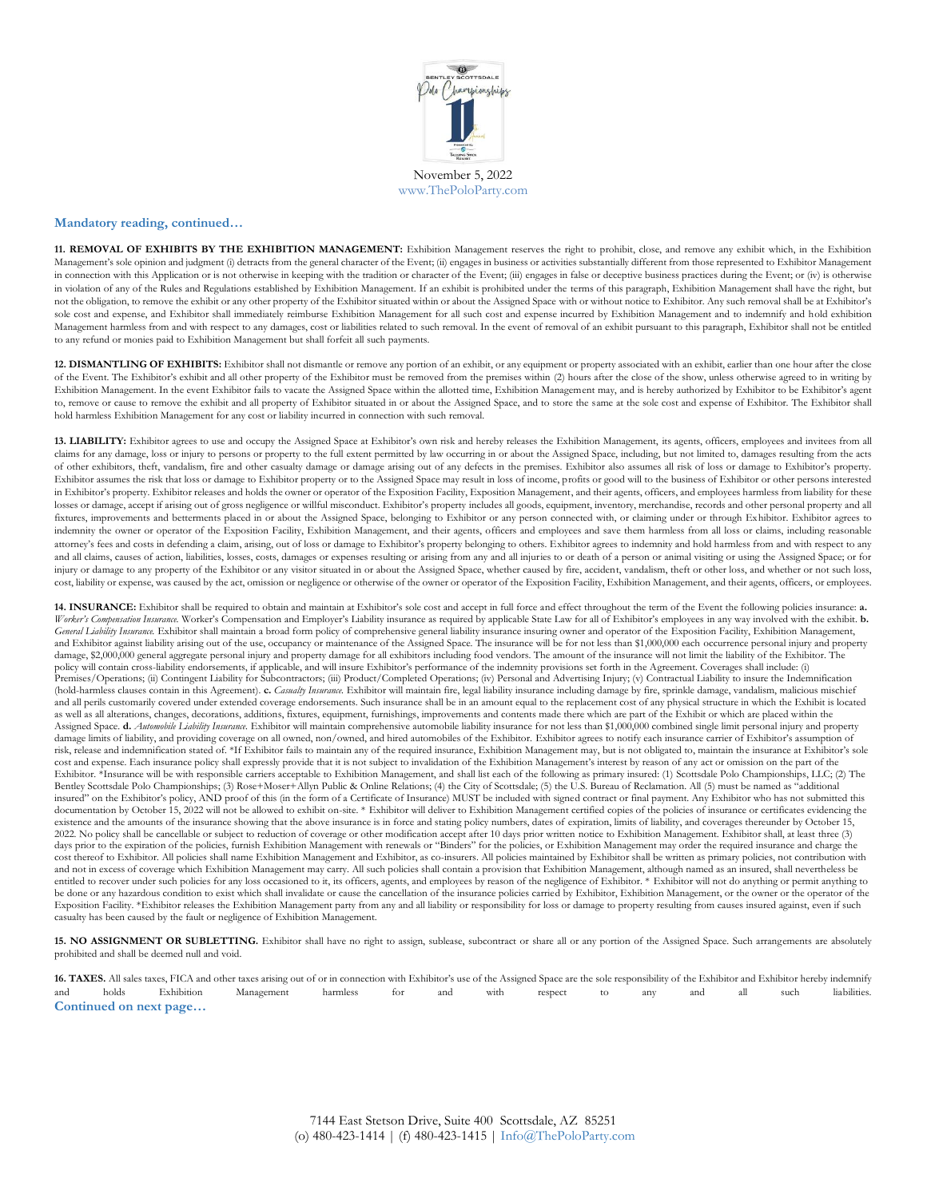November 5, 2022
www.ThePoloParty.com

**Mandatory reading, continued…**

**11. REMOVAL OF EXHIBITS BY THE EXHIBITION MANAGEMENT:** Exhibition Management reserves the right to prohibit, close, and remove any exhibit which, in the Exhibition Management's sole opinion and judgment (i) detracts from the general character of the Event; (ii) engages in business or activities substantially different from those represented to Exhibitor Management in connection with this Application or is not otherwise in keeping with the tradition or character of the Event; (iii) engages in false or deceptive business practices during the Event; or (iv) is otherwise in violation of any of the Rules and Regulations established by Exhibition Management. If an exhibit is prohibited under the terms of this paragraph, Exhibition Management shall have the right, but not the obligation, to remove the exhibit or any other property of the Exhibitor situated within or about the Assigned Space with or without notice to Exhibitor. Any such removal shall be at Exhibitor's sole cost and expense, and Exhibitor shall immediately reimburse Exhibition Management for all such cost and expense incurred by Exhibition Management and to indemnify and hold exhibition Management harmless from and with respect to any damages, cost or liabilities related to such removal. In the event of removal of an exhibit pursuant to this paragraph, Exhibitor shall not be entitled to any refund or monies paid to Exhibition Management but shall forfeit all such payments.

**12. DISMANTLING OF EXHIBITS:** Exhibitor shall not dismantle or remove any portion of an exhibit, or any equipment or property associated with an exhibit, earlier than one hour after the close of the Event. The Exhibitor's exhibit and all other property of the Exhibitor must be removed from the premises within (2) hours after the close of the show, unless otherwise agreed to in writing by Exhibition Management. In the event Exhibitor fails to vacate the Assigned Space within the allotted time, Exhibition Management may, and is hereby authorized by Exhibitor to be Exhibitor's agent to, remove or cause to remove the exhibit and all property of Exhibitor situated in or about the Assigned Space, and to store the same at the sole cost and expense of Exhibitor. The Exhibitor shall hold harmless Exhibition Management for any cost or liability incurred in connection with such removal.

**13. LIABILITY:** Exhibitor agrees to use and occupy the Assigned Space at Exhibitor's own risk and hereby releases the Exhibition Management, its agents, officers, employees and invitees from all claims for any damage, loss or injury to persons or property to the full extent permitted by law occurring in or about the Assigned Space, including, but not limited to, damages resulting from the acts of other exhibitors, theft, vandalism, fire and other casualty damage or damage arising out of any defects in the premises. Exhibitor also assumes all risk of loss or damage to Exhibitor's property. Exhibitor assumes the risk that loss or damage to Exhibitor property or to the Assigned Space may result in loss of income, profits or good will to the business of Exhibitor or other persons interested in Exhibitor's property. Exhibitor releases and holds the owner or operator of the Exposition Facility, Exposition Management, and their agents, officers, and employees harmless from liability for these losses or damage, accept if arising out of gross negligence or willful misconduct. Exhibitor's property includes all goods, equipment, inventory, merchandise, records and other personal property and all fixtures, improvements and betterments placed in or about the Assigned Space, belonging to Exhibitor or any person connected with, or claiming under or through Exhibitor. Exhibitor agrees to indemnity the owner or operator of the Exposition Facility, Exhibition Management, and their agents, officers and employees and save them harmless from all loss or claims, including reasonable attorney's fees and costs in defending a claim, arising, out of, loss or damage to Exhibitor's property belonging to others. Exhibitor agrees to indemnity and hold harmless from and with respect to any and all claims, causes of action, liabilities, losses, costs, damages or expenses resulting or arising from any and all injuries to or death of a person or animal visiting or using the Assigned Space; or for injury or damage to any property of the Exhibitor or any visitor situated in or about the Assigned Space, whether caused by fire, accident, vandalism, theft or other loss, and whether or not such loss, cost, liability or expense, was caused by the act, omission or negligence or otherwise of the owner or operator of the Exposition Facility, Exhibition Management, and their agents, officers, or employees.

**14. INSURANCE:** Exhibitor shall be required to obtain and maintain at Exhibitor's sole cost and accept in full force and effect throughout the term of the Event the following policies insurance: **a.** *Worker's Compensation Insurance.* Worker's Compensation and Employer's Liability insurance as required by applicable State Law for all of Exhibitor's employees in any way involved with the exhibit. **b.** *General Liability Insurance.* Exhibitor shall maintain a broad form policy of comprehensive general liability insurance insuring owner and operator of the Exposition Facility, Exhibition Management, and Exhibitor against liability arising out of the use, occupancy or maintenance of the Assigned Space. The insurance will be for not less than $1,000,000 each occurrence personal injury and property damage, $2,000,000 general aggregate personal injury and property damage for all exhibitors including food vendors. The amount of the insurance will not limit the liability of the Exhibitor. The policy will contain cross-liability endorsements, if applicable, and will insure Exhibitor's performance of the indemnity provisions set forth in the Agreement. Coverages shall include: (i) Premises/Operations; (ii) Contingent Liability for Subcontractors; (iii) Product/Completed Operations; (iv) Personal and Advertising Injury; (v) Contractual Liability to insure the Indemnification (hold-harmless clauses contain in this Agreement). **c.** *Casualty Insurance.* Exhibitor will maintain fire, legal liability insurance including damage by fire, sprinkle damage, vandalism, malicious mischief and all perils customarily covered under extended coverage endorsements. Such insurance shall be in an amount equal to the replacement cost of any physical structure in which the Exhibit is located as well as all alterations, changes, decorations, additions, fixtures, equipment, furnishings, improvements and contents made there which are part of the Exhibit or which are placed within the Assigned Space. **d.** *Automobile Liability Insurance.* Exhibitor will maintain comprehensive automobile liability insurance for not less than $1,000,000 combined single limit personal injury and property damage limits of liability, and providing coverage on all owned, non/owned, and hired automobiles of the Exhibitor. Exhibitor agrees to notify each insurance carrier of Exhibitor's assumption of risk, release and indemnification stated of. *If Exhibitor fails to maintain any of the required insurance, Exhibition Management may, but is not obligated to, maintain the insurance at Exhibitor's sole cost and expense. Each insurance policy shall expressly provide that it is not subject to invalidation of the Exhibition Management's interest by reason of any act or omission on the part of the Exhibitor. *Insurance will be with responsible carriers acceptable to Exhibition Management, and shall list each of the following as primary insured: (1) Scottsdale Polo Championships, LLC; (2) The Bentley Scottsdale Polo Championships; (3) Rose+Moser+Allyn Public & Online Relations; (4) the City of Scottsdale; (5) the U.S. Bureau of Reclamation. All (5) must be named as "additional insured" on the Exhibitor's policy, AND proof of this (in the form of a Certificate of Insurance) MUST be included with signed contract or final payment. Any Exhibitor who has not submitted this documentation by October 15, 2022 will not be allowed to exhibit on-site. * Exhibitor will deliver to Exhibition Management certified copies of the policies of insurance or certificates evidencing the existence and the amounts of the insurance showing that the above insurance is in force and stating policy numbers, dates of expiration, limits of liability, and coverages thereunder by October 15, 2022. No policy shall be cancellable or subject to reduction of coverage or other modification accept after 10 days prior written notice to Exhibition Management. Exhibitor shall, at least three (3) days prior to the expiration of the policies, furnish Exhibition Management with renewals or "Binders" for the policies, or Exhibition Management may order the required insurance and charge the cost thereof to Exhibitor. All policies shall name Exhibition Management and Exhibitor, as co-insurers. All policies maintained by Exhibitor shall be written as primary policies, not contribution with and not in excess of coverage which Exhibition Management may carry. All such policies shall contain a provision that Exhibition Management, although named as an insured, shall nevertheless be entitled to recover under such policies for any loss occasioned to it, its officers, agents, and employees by reason of the negligence of Exhibitor. * Exhibitor will not do anything or permit anything to be done or any hazardous condition to exist which shall invalidate or cause the cancellation of the insurance policies carried by Exhibitor, Exhibition Management, or the owner or the operator of the Exposition Facility. *Exhibitor releases the Exhibition Management party from any and all liability or responsibility for loss or damage to property resulting from causes insured against, even if such casualty has been caused by the fault or negligence of Exhibition Management.

**15. NO ASSIGNMENT OR SUBLETTING.** Exhibitor shall have no right to assign, sublease, subcontract or share all or any portion of the Assigned Space. Such arrangements are absolutely prohibited and shall be deemed null and void.

**16. TAXES.** All sales taxes, FICA and other taxes arising out of or in connection with Exhibitor's use of the Assigned Space are the sole responsibility of the Exhibitor and Exhibitor hereby indemnify and holds Exhibition Management harmless for and with respect to any and all such liabilities.

**Continued on next page…**

7144 East Stetson Drive, Suite 400 Scottsdale, AZ 85251
(o) 480-423-1414 | (f) 480-423-1415 | Info@ThePoloParty.com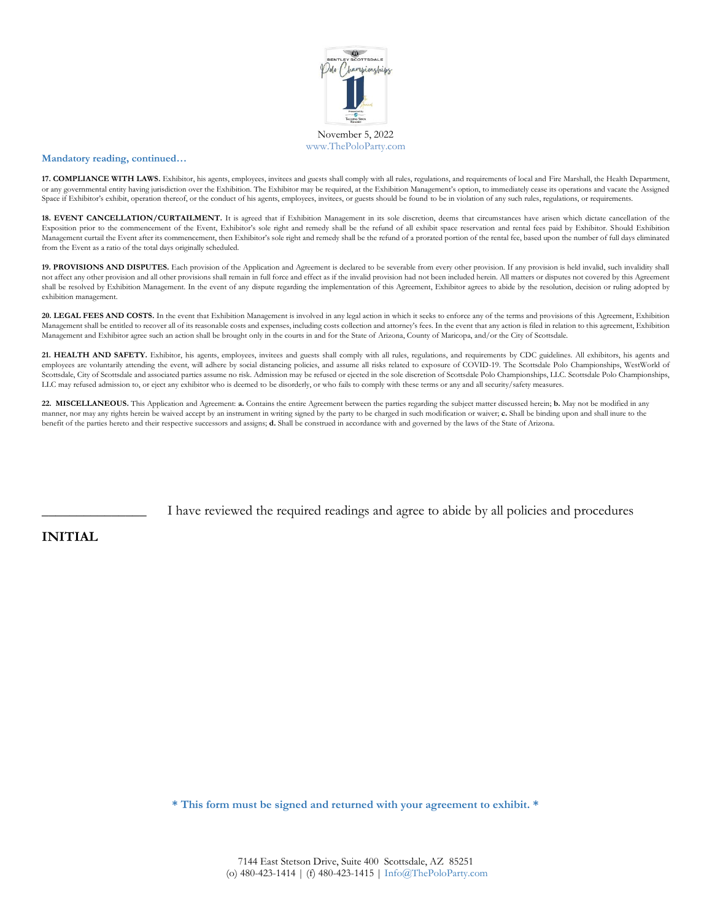November 5, 2022
www.ThePoloParty.com

**Mandatory reading, continued…**

**17. COMPLIANCE WITH LAWS.** Exhibitor, his agents, employees, invitees and guests shall comply with all rules, regulations, and requirements of local and Fire Marshall, the Health Department, or any governmental entity having jurisdiction over the Exhibition. The Exhibitor may be required, at the Exhibition Management's option, to immediately cease its operations and vacate the Assigned Space if Exhibitor's exhibit, operation thereof, or the conduct of his agents, employees, invitees, or guests should be found to be in violation of any such rules, regulations, or requirements.

**18. EVENT CANCELLATION/CURTAILMENT.** It is agreed that if Exhibition Management in its sole discretion, deems that circumstances have arisen which dictate cancellation of the Exposition prior to the commencement of the Event, Exhibitor's sole right and remedy shall be the refund of all exhibit space reservation and rental fees paid by Exhibitor. Should Exhibition Management curtail the Event after its commencement, then Exhibitor's sole right and remedy shall be the refund of a prorated portion of the rental fee, based upon the number of full days eliminated from the Event as a ratio of the total days originally scheduled.

**19. PROVISIONS AND DISPUTES.** Each provision of the Application and Agreement is declared to be severable from every other provision. If any provision is held invalid, such invalidity shall not affect any other provision and all other provisions shall remain in full force and effect as if the invalid provision had not been included herein. All matters or disputes not covered by this Agreement shall be resolved by Exhibition Management. In the event of any dispute regarding the implementation of this Agreement, Exhibitor agrees to abide by the resolution, decision or ruling adopted by exhibition management.

**20. LEGAL FEES AND COSTS.** In the event that Exhibition Management is involved in any legal action in which it seeks to enforce any of the terms and provisions of this Agreement, Exhibition Management shall be entitled to recover all of its reasonable costs and expenses, including costs collection and attorney's fees. In the event that any action is filed in relation to this agreement, Exhibition Management and Exhibitor agree such an action shall be brought only in the courts in and for the State of Arizona, County of Maricopa, and/or the City of Scottsdale.

**21. HEALTH AND SAFETY.** Exhibitor, his agents, employees, invitees and guests shall comply with all rules, regulations, and requirements by CDC guidelines. All exhibitors, his agents and employees are voluntarily attending the event, will adhere by social distancing policies, and assume all risks related to exposure of COVID-19. The Scottsdale Polo Championships, WestWorld of Scottsdale, City of Scottsdale and associated parties assume no risk. Admission may be refused or ejected in the sole discretion of Scottsdale Polo Championships, LLC. Scottsdale Polo Championships, LLC may refused admission to, or eject any exhibitor who is deemed to be disorderly, or who fails to comply with these terms or any and all security/safety measures.

**22. MISCELLANEOUS.** This Application and Agreement: **a.** Contains the entire Agreement between the parties regarding the subject matter discussed herein; **b.** May not be modified in any manner, nor may any rights herein be waived accept by an instrument in writing signed by the party to be charged in such modification or waiver; **c.** Shall be binding upon and shall inure to the benefit of the parties hereto and their respective successors and assigns; **d.** Shall be construed in accordance with and governed by the laws of the State of Arizona.

_______________ I have reviewed the required readings and agree to abide by all policies and procedures

**INITIAL**

**\* This form must be signed and returned with your agreement to exhibit. \***

7144 East Stetson Drive, Suite 400 Scottsdale, AZ 85251
(o) 480-423-1414 | (f) 480-423-1415 | Info@ThePoloParty.com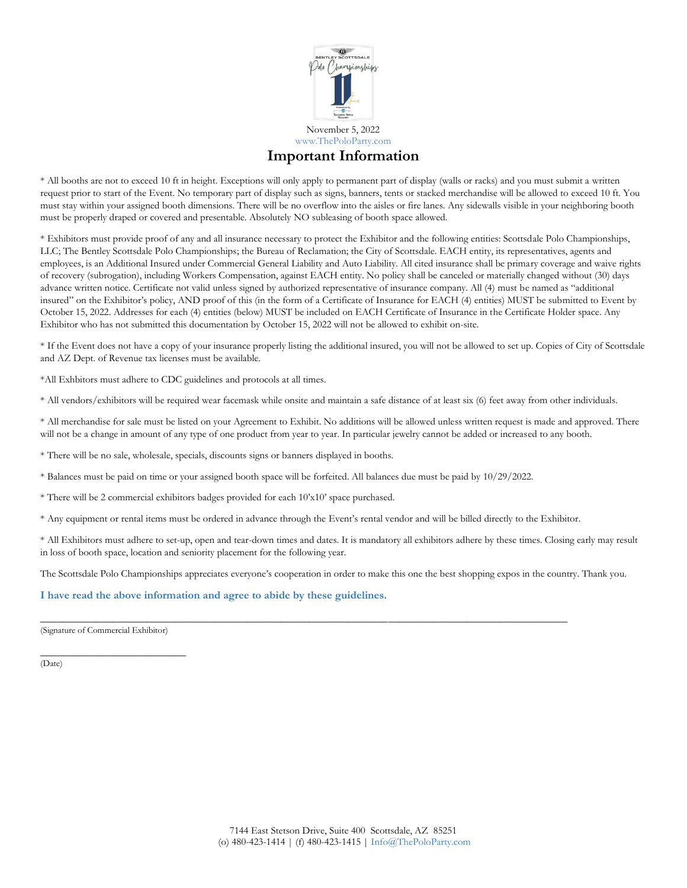November 5, 2022
www.ThePoloParty.com

# Important Information

* All booths are not to exceed 10 ft in height. Exceptions will only apply to permanent part of display (walls or racks) and you must submit a written request prior to start of the Event. No temporary part of display such as signs, banners, tents or stacked merchandise will be allowed to exceed 10 ft. You must stay within your assigned booth dimensions. There will be no overflow into the aisles or fire lanes. Any sidewalls visible in your neighboring booth must be properly draped or covered and presentable. Absolutely NO subleasing of booth space allowed.

* Exhibitors must provide proof of any and all insurance necessary to protect the Exhibitor and the following entities: Scottsdale Polo Championships, LLC; The Bentley Scottsdale Polo Championships; the Bureau of Reclamation; the City of Scottsdale. EACH entity, its representatives, agents and employees, is an Additional Insured under Commercial General Liability and Auto Liability. All cited insurance shall be primary coverage and waive rights of recovery (subrogation), including Workers Compensation, against EACH entity. No policy shall be canceled or materially changed without (30) days advance written notice. Certificate not valid unless signed by authorized representative of insurance company. All (4) must be named as "additional insured" on the Exhibitor's policy, AND proof of this (in the form of a Certificate of Insurance for EACH (4) entities) MUST be submitted to Event by October 15, 2022. Addresses for each (4) entities (below) MUST be included on EACH Certificate of Insurance in the Certificate Holder space. Any Exhibitor who has not submitted this documentation by October 15, 2022 will not be allowed to exhibit on-site.

* If the Event does not have a copy of your insurance properly listing the additional insured, you will not be allowed to set up. Copies of City of Scottsdale and AZ Dept. of Revenue tax licenses must be available.

*All Exhbitors must adhere to CDC guidelines and protocols at all times.

* All vendors/exhibitors will be required wear facemask while onsite and maintain a safe distance of at least six (6) feet away from other individuals.

* All merchandise for sale must be listed on your Agreement to Exhibit. No additions will be allowed unless written request is made and approved. There will not be a change in amount of any type of one product from year to year. In particular jewelry cannot be added or increased to any booth.

* There will be no sale, wholesale, specials, discounts signs or banners displayed in booths.

* Balances must be paid on time or your assigned booth space will be forfeited. All balances due must be paid by 10/29/2022.

* There will be 2 commercial exhibitors badges provided for each 10'x10' space purchased.

* Any equipment or rental items must be ordered in advance through the Event's rental vendor and will be billed directly to the Exhibitor.

* All Exhibitors must adhere to set-up, open and tear-down times and dates. It is mandatory all exhibitors adhere by these times. Closing early may result in loss of booth space, location and seniority placement for the following year.

The Scottsdale Polo Championships appreciates everyone's cooperation in order to make this one the best shopping expos in the country. Thank you.

**I have read the above information and agree to abide by these guidelines.**

\_\_\_\_\_\_\_\_\_\_\_\_\_\_\_\_\_\_\_\_\_\_\_\_\_\_\_\_\_\_\_\_\_\_\_\_\_\_\_\_\_\_\_\_\_\_\_\_\_\_\_\_\_\_\_\_\_\_\_\_\_\_\_\_
(Signature of Commercial Exhibitor)

\_\_\_\_\_\_\_\_\_\_\_\_\_\_\_\_\_\_\_\_\_\_\_\_\_\_
(Date)

7144 East Stetson Drive, Suite 400 Scottsdale, AZ 85251
(o) 480-423-1414 | (f) 480-423-1415 | Info@ThePoloParty.com